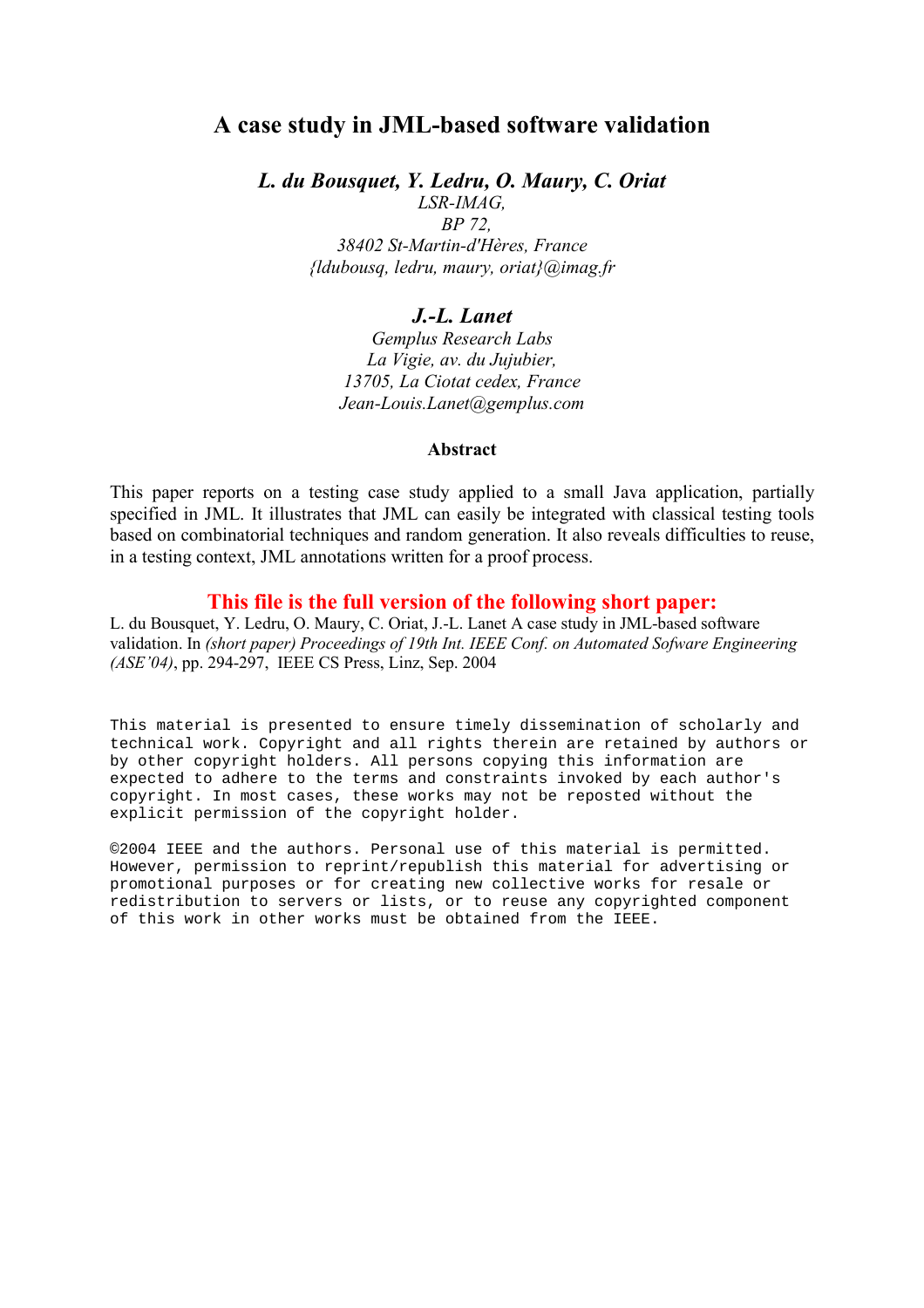# A case study in JML-based software validation

***L. du Bousquet, Y. Ledru, O. Maury, C. Oriat***

*LSR-IMAG,*
*BP 72,*
*38402 St-Martin-d'Hères, France*
*{ldubousq, ledru, maury, oriat}@imag.fr*

***J.-L. Lanet***

*Gemplus Research Labs*
*La Vigie, av. du Jujubier,*
*13705, La Ciotat cedex, France*
*Jean-Louis.Lanet@gemplus.com*

**Abstract**

This paper reports on a testing case study applied to a small Java application, partially specified in JML. It illustrates that JML can easily be integrated with classical testing tools based on combinatorial techniques and random generation. It also reveals difficulties to reuse, in a testing context, JML annotations written for a proof process.

**This file is the full version of the following short paper:**

L. du Bousquet, Y. Ledru, O. Maury, C. Oriat, J.-L. Lanet A case study in JML-based software validation. In *(short paper) Proceedings of 19th Int. IEEE Conf. on Automated Sofware Engineering (ASE'04)*, pp. 294-297, IEEE CS Press, Linz, Sep. 2004

```
This material is presented to ensure timely dissemination of scholarly and
technical work. Copyright and all rights therein are retained by authors or
by other copyright holders. All persons copying this information are
expected to adhere to the terms and constraints invoked by each author's
copyright. In most cases, these works may not be reposted without the
explicit permission of the copyright holder.

©2004 IEEE and the authors. Personal use of this material is permitted.
However, permission to reprint/republish this material for advertising or
promotional purposes or for creating new collective works for resale or
redistribution to servers or lists, or to reuse any copyrighted component
of this work in other works must be obtained from the IEEE.
```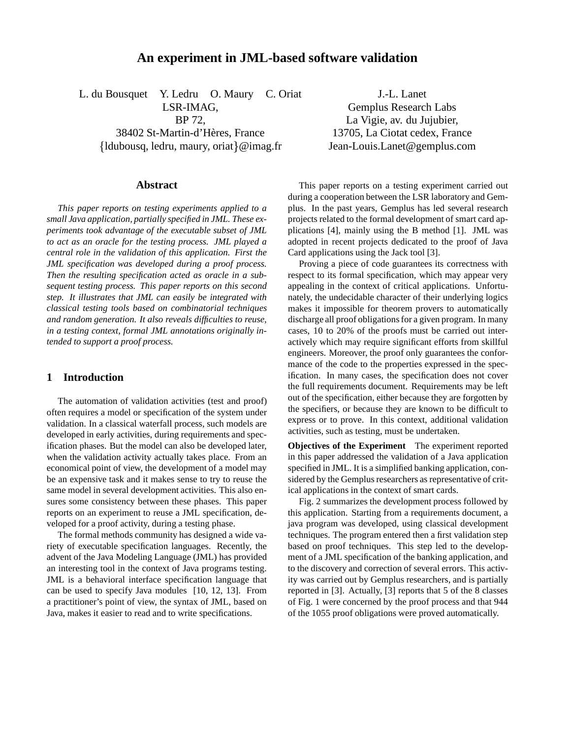# An experiment in JML-based software validation

L. du Bousquet   Y. Ledru   O. Maury   C. Oriat
LSR-IMAG,
BP 72,
38402 St-Martin-d'Hères, France
{ldubousq, ledru, maury, oriat}@imag.fr

J.-L. Lanet
Gemplus Research Labs
La Vigie, av. du Jujubier,
13705, La Ciotat cedex, France
Jean-Louis.Lanet@gemplus.com

## Abstract

*This paper reports on testing experiments applied to a small Java application, partially specified in JML. These experiments took advantage of the executable subset of JML to act as an oracle for the testing process. JML played a central role in the validation of this application. First the JML specification was developed during a proof process. Then the resulting specification acted as oracle in a subsequent testing process. This paper reports on this second step. It illustrates that JML can easily be integrated with classical testing tools based on combinatorial techniques and random generation. It also reveals difficulties to reuse, in a testing context, formal JML annotations originally intended to support a proof process.*

## 1 Introduction

The automation of validation activities (test and proof) often requires a model or specification of the system under validation. In a classical waterfall process, such models are developed in early activities, during requirements and specification phases. But the model can also be developed later, when the validation activity actually takes place. From an economical point of view, the development of a model may be an expensive task and it makes sense to try to reuse the same model in several development activities. This also ensures some consistency between these phases. This paper reports on an experiment to reuse a JML specification, developed for a proof activity, during a testing phase.

The formal methods community has designed a wide variety of executable specification languages. Recently, the advent of the Java Modeling Language (JML) has provided an interesting tool in the context of Java programs testing. JML is a behavioral interface specification language that can be used to specify Java modules [10, 12, 13]. From a practitioner's point of view, the syntax of JML, based on Java, makes it easier to read and to write specifications.

This paper reports on a testing experiment carried out during a cooperation between the LSR laboratory and Gemplus. In the past years, Gemplus has led several research projects related to the formal development of smart card applications [4], mainly using the B method [1]. JML was adopted in recent projects dedicated to the proof of Java Card applications using the Jack tool [3].

Proving a piece of code guarantees its correctness with respect to its formal specification, which may appear very appealing in the context of critical applications. Unfortunately, the undecidable character of their underlying logics makes it impossible for theorem provers to automatically discharge all proof obligations for a given program. In many cases, 10 to 20% of the proofs must be carried out interactively which may require significant efforts from skillful engineers. Moreover, the proof only guarantees the conformance of the code to the properties expressed in the specification. In many cases, the specification does not cover the full requirements document. Requirements may be left out of the specification, either because they are forgotten by the specifiers, or because they are known to be difficult to express or to prove. In this context, additional validation activities, such as testing, must be undertaken.

**Objectives of the Experiment** The experiment reported in this paper addressed the validation of a Java application specified in JML. It is a simplified banking application, considered by the Gemplus researchers as representative of critical applications in the context of smart cards.

Fig. 2 summarizes the development process followed by this application. Starting from a requirements document, a java program was developed, using classical development techniques. The program entered then a first validation step based on proof techniques. This step led to the development of a JML specification of the banking application, and to the discovery and correction of several errors. This activity was carried out by Gemplus researchers, and is partially reported in [3]. Actually, [3] reports that 5 of the 8 classes of Fig. 1 were concerned by the proof process and that 944 of the 1055 proof obligations were proved automatically.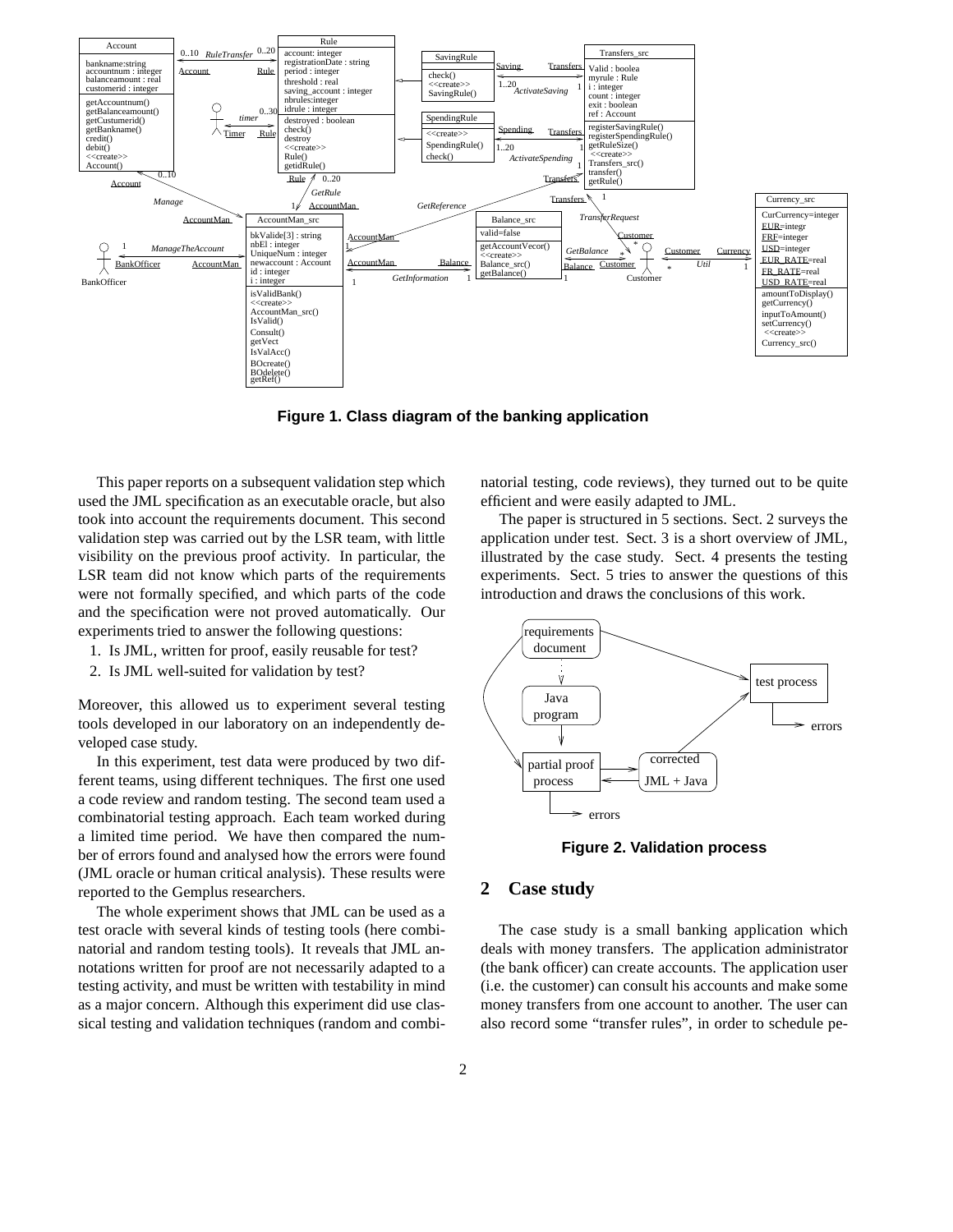Figure 1. Class diagram of the banking application

This paper reports on a subsequent validation step which used the JML specification as an executable oracle, but also took into account the requirements document. This second validation step was carried out by the LSR team, with little visibility on the previous proof activity. In particular, the LSR team did not know which parts of the requirements were not formally specified, and which parts of the code and the specification were not proved automatically. Our experiments tried to answer the following questions:

1. Is JML, written for proof, easily reusable for test?
2. Is JML well-suited for validation by test?

Moreover, this allowed us to experiment several testing tools developed in our laboratory on an independently developed case study.

In this experiment, test data were produced by two different teams, using different techniques. The first one used a code review and random testing. The second team used a combinatorial testing approach. Each team worked during a limited time period. We have then compared the number of errors found and analysed how the errors were found (JML oracle or human critical analysis). These results were reported to the Gemplus researchers.

The whole experiment shows that JML can be used as a test oracle with several kinds of testing tools (here combinatorial and random testing tools). It reveals that JML annotations written for proof are not necessarily adapted to a testing activity, and must be written with testability in mind as a major concern. Although this experiment did use classical testing and validation techniques (random and combinatorial testing, code reviews), they turned out to be quite efficient and were easily adapted to JML.

The paper is structured in 5 sections. Sect. 2 surveys the application under test. Sect. 3 is a short overview of JML, illustrated by the case study. Sect. 4 presents the testing experiments. Sect. 5 tries to answer the questions of this introduction and draws the conclusions of this work.

Figure 2. Validation process

## 2 Case study

The case study is a small banking application which deals with money transfers. The application administrator (the bank officer) can create accounts. The application user (i.e. the customer) can consult his accounts and make some money transfers from one account to another. The user can also record some “transfer rules”, in order to schedule pe-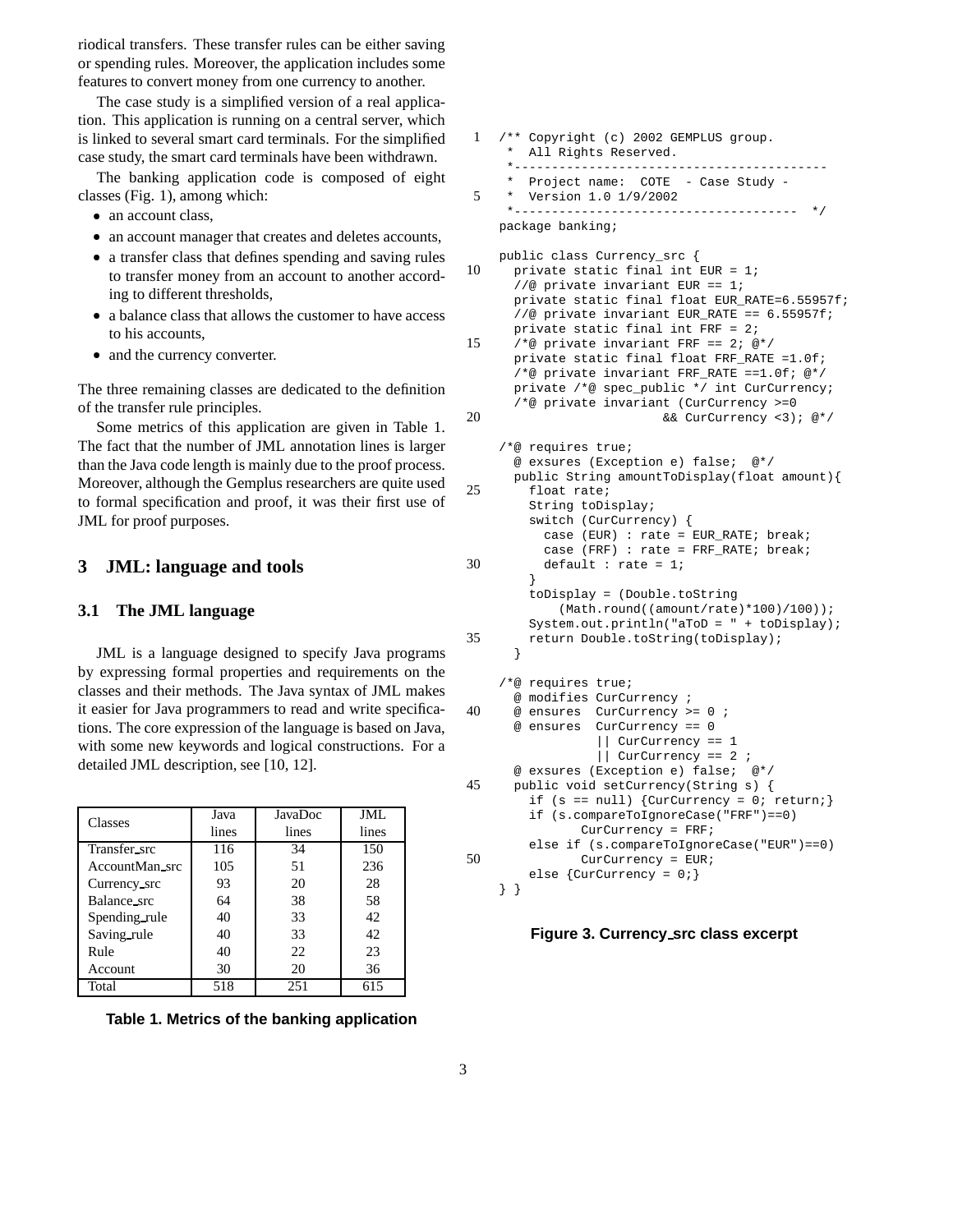riodical transfers. These transfer rules can be either saving or spending rules. Moreover, the application includes some features to convert money from one currency to another.

The case study is a simplified version of a real application. This application is running on a central server, which is linked to several smart card terminals. For the simplified case study, the smart card terminals have been withdrawn.

The banking application code is composed of eight classes (Fig. 1), among which:

- an account class,
- an account manager that creates and deletes accounts,
- a transfer class that defines spending and saving rules to transfer money from an account to another according to different thresholds,
- a balance class that allows the customer to have access to his accounts,
- and the currency converter.

The three remaining classes are dedicated to the definition of the transfer rule principles.

Some metrics of this application are given in Table 1. The fact that the number of JML annotation lines is larger than the Java code length is mainly due to the proof process. Moreover, although the Gemplus researchers are quite used to formal specification and proof, it was their first use of JML for proof purposes.

## 3 JML: language and tools

### 3.1 The JML language

JML is a language designed to specify Java programs by expressing formal properties and requirements on the classes and their methods. The Java syntax of JML makes it easier for Java programmers to read and write specifications. The core expression of the language is based on Java, with some new keywords and logical constructions. For a detailed JML description, see [10, 12].

| Classes | Java lines | JavaDoc lines | JML lines |
|---|---|---|---|
| Transfer_src | 116 | 34 | 150 |
| AccountMan_src | 105 | 51 | 236 |
| Currency_src | 93 | 20 | 28 |
| Balance_src | 64 | 38 | 58 |
| Spending_rule | 40 | 33 | 42 |
| Saving_rule | 40 | 33 | 42 |
| Rule | 40 | 22 | 23 |
| Account | 30 | 20 | 36 |
| Total | 518 | 251 | 615 |

**Table 1. Metrics of the banking application**

```
 1  /** Copyright (c) 2002 GEMPLUS group.
     *  All Rights Reserved.
     *-----------------------------------------
     *  Project name:  COTE  - Case Study -
 5   *  Version 1.0 1/9/2002
     *-------------------------------------  */
    package banking;

    public class Currency_src {
10    private static final int EUR = 1;
      //@ private invariant EUR == 1;
      private static final float EUR_RATE=6.55957f;
      //@ private invariant EUR_RATE == 6.55957f;
      private static final int FRF = 2;
15    /*@ private invariant FRF == 2; @*/
      private static final float FRF_RATE =1.0f;
      /*@ private invariant FRF_RATE ==1.0f; @*/
      private /*@ spec_public */ int CurCurrency;
      /*@ private invariant (CurCurrency >=0
20                       && CurCurrency <3); @*/

    /*@ requires true;
      @ exsures (Exception e) false;  @*/
      public String amountToDisplay(float amount){
25      float rate;
        String toDisplay;
        switch (CurCurrency) {
          case (EUR) : rate = EUR_RATE; break;
          case (FRF) : rate = FRF_RATE; break;
30        default : rate = 1;
        }
        toDisplay = (Double.toString
            (Math.round((amount/rate)*100)/100));
        System.out.println("aToD = " + toDisplay);
35      return Double.toString(toDisplay);
      }

    /*@ requires true;
      @ modifies CurCurrency ;
40    @ ensures  CurCurrency >= 0 ;
      @ ensures  CurCurrency == 0
                 || CurCurrency == 1
                 || CurCurrency == 2 ;
      @ exsures (Exception e) false;  @*/
45    public void setCurrency(String s) {
        if (s == null) {CurCurrency = 0; return;}
        if (s.compareToIgnoreCase("FRF")==0)
              CurCurrency = FRF;
        else if (s.compareToIgnoreCase("EUR")==0)
50            CurCurrency = EUR;
        else {CurCurrency = 0;}
    } }
```

**Figure 3. Currency_src class excerpt**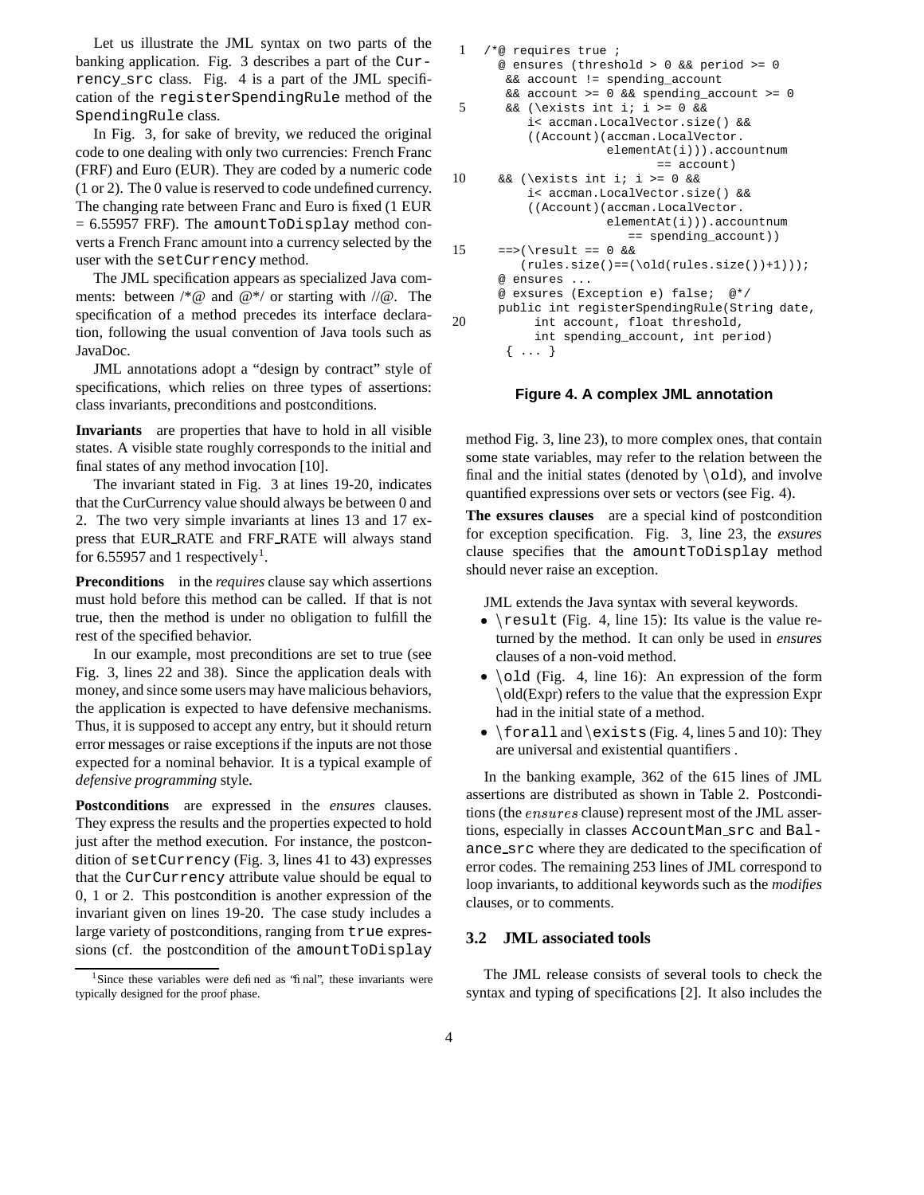Let us illustrate the JML syntax on two parts of the banking application. Fig. 3 describes a part of the Currency_src class. Fig. 4 is a part of the JML specification of the registerSpendingRule method of the SpendingRule class.

In Fig. 3, for sake of brevity, we reduced the original code to one dealing with only two currencies: French Franc (FRF) and Euro (EUR). They are coded by a numeric code (1 or 2). The 0 value is reserved to code undefined currency. The changing rate between Franc and Euro is fixed (1 EUR = 6.55957 FRF). The amountToDisplay method converts a French Franc amount into a currency selected by the user with the setCurrency method.

The JML specification appears as specialized Java comments: between /*@ and @*/ or starting with //@. The specification of a method precedes its interface declaration, following the usual convention of Java tools such as JavaDoc.

JML annotations adopt a "design by contract" style of specifications, which relies on three types of assertions: class invariants, preconditions and postconditions.

**Invariants** are properties that have to hold in all visible states. A visible state roughly corresponds to the initial and final states of any method invocation [10].

The invariant stated in Fig. 3 at lines 19-20, indicates that the CurCurrency value should always be between 0 and 2. The two very simple invariants at lines 13 and 17 express that EUR_RATE and FRF_RATE will always stand for 6.55957 and 1 respectively[1].

**Preconditions** in the *requires* clause say which assertions must hold before this method can be called. If that is not true, then the method is under no obligation to fulfill the rest of the specified behavior.

In our example, most preconditions are set to true (see Fig. 3, lines 22 and 38). Since the application deals with money, and since some users may have malicious behaviors, the application is expected to have defensive mechanisms. Thus, it is supposed to accept any entry, but it should return error messages or raise exceptions if the inputs are not those expected for a nominal behavior. It is a typical example of *defensive programming* style.

**Postconditions** are expressed in the *ensures* clauses. They express the results and the properties expected to hold just after the method execution. For instance, the postcondition of setCurrency (Fig. 3, lines 41 to 43) expresses that the CurCurrency attribute value should be equal to 0, 1 or 2. This postcondition is another expression of the invariant given on lines 19-20. The case study includes a large variety of postconditions, ranging from true expressions (cf. the postcondition of the amountToDisplay method Fig. 3, line 23), to more complex ones, that contain some state variables, may refer to the relation between the final and the initial states (denoted by \old), and involve quantified expressions over sets or vectors (see Fig. 4).

[1] Since these variables were defined as "final", these invariants were typically designed for the proof phase.

```
1   /*@ requires true ;
      @ ensures (threshold > 0 && period >= 0
       && account != spending_account
       && account >= 0 && spending_account >= 0
5      && (\exists int i; i >= 0 &&
          i< accman.LocalVector.size() &&
          ((Account)(accman.LocalVector.
                   elementAt(i))).accountnum
                          == account)
10    && (\exists int i; i >= 0 &&
          i< accman.LocalVector.size() &&
          ((Account)(accman.LocalVector.
                   elementAt(i))).accountnum
                       == spending_account))
15    ==>(\result == 0 &&
         (rules.size()==(\old(rules.size())+1)));
      @ ensures ...
      @ exsures (Exception e) false;  @*/
      public int registerSpendingRule(String date,
20          int account, float threshold,
            int spending_account, int period)
       { ... }
```

**Figure 4. A complex JML annotation**

**The exsures clauses** are a special kind of postcondition for exception specification. Fig. 3, line 23, the *exsures* clause specifies that the amountToDisplay method should never raise an exception.

JML extends the Java syntax with several keywords.

- \result (Fig. 4, line 15): Its value is the value returned by the method. It can only be used in *ensures* clauses of a non-void method.
- \old (Fig. 4, line 16): An expression of the form \old(Expr) refers to the value that the expression Expr had in the initial state of a method.
- \forall and \exists (Fig. 4, lines 5 and 10): They are universal and existential quantifiers .

In the banking example, 362 of the 615 lines of JML assertions are distributed as shown in Table 2. Postconditions (the *ensures* clause) represent most of the JML assertions, especially in classes AccountMan_src and Balance_src where they are dedicated to the specification of error codes. The remaining 253 lines of JML correspond to loop invariants, to additional keywords such as the *modifies* clauses, or to comments.

### 3.2 JML associated tools

The JML release consists of several tools to check the syntax and typing of specifications [2]. It also includes the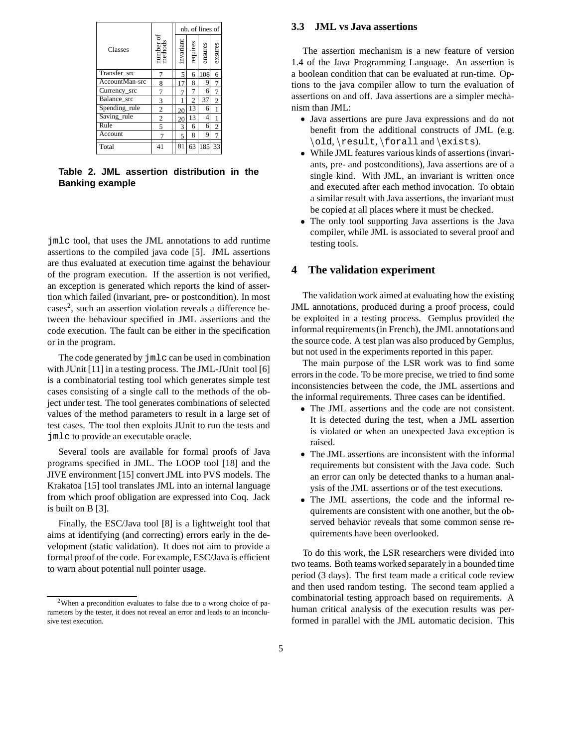| Classes | number of methods | nb. of lines of | | | |
|---|---|---|---|---|---|
| | | invariant | requires | ensures | exsures |
| Transfer_src | 7 | 5 | 6 | 108 | 6 |
| AccountMan-src | 8 | 17 | 8 | 9 | 7 |
| Currency_src | 7 | 7 | 7 | 6 | 7 |
| Balance_src | 3 | 1 | 2 | 37 | 2 |
| Spending_rule | 2 | 20 | 13 | 6 | 1 |
| Saving_rule | 2 | 20 | 13 | 4 | 1 |
| Rule | 5 | 3 | 6 | 6 | 2 |
| Account | 7 | 5 | 8 | 9 | 7 |
| Total | 41 | 81 | 63 | 185 | 33 |

**Table 2. JML assertion distribution in the Banking example**

`jmlc` tool, that uses the JML annotations to add runtime assertions to the compiled java code [5]. JML assertions are thus evaluated at execution time against the behaviour of the program execution. If the assertion is not verified, an exception is generated which reports the kind of assertion which failed (invariant, pre- or postcondition). In most cases[2], such an assertion violation reveals a difference between the behaviour specified in JML assertions and the code execution. The fault can be either in the specification or in the program.

The code generated by `jmlc` can be used in combination with JUnit [11] in a testing process. The JML-JUnit tool [6] is a combinatorial testing tool which generates simple test cases consisting of a single call to the methods of the object under test. The tool generates combinations of selected values of the method parameters to result in a large set of test cases. The tool then exploits JUnit to run the tests and `jmlc` to provide an executable oracle.

Several tools are available for formal proofs of Java programs specified in JML. The LOOP tool [18] and the JIVE environment [15] convert JML into PVS models. The Krakatoa [15] tool translates JML into an internal language from which proof obligation are expressed into Coq. Jack is built on B [3].

Finally, the ESC/Java tool [8] is a lightweight tool that aims at identifying (and correcting) errors early in the development (static validation). It does not aim to provide a formal proof of the code. For example, ESC/Java is efficient to warn about potential null pointer usage.

[2]When a precondition evaluates to false due to a wrong choice of parameters by the tester, it does not reveal an error and leads to an inconclusive test execution.

### 3.3 JML vs Java assertions

The assertion mechanism is a new feature of version 1.4 of the Java Programming Language. An assertion is a boolean condition that can be evaluated at run-time. Options to the java compiler allow to turn the evaluation of assertions on and off. Java assertions are a simpler mechanism than JML:

- Java assertions are pure Java expressions and do not benefit from the additional constructs of JML (e.g. `\old`, `\result`, `\forall` and `\exists`).
- While JML features various kinds of assertions (invariants, pre- and postconditions), Java assertions are of a single kind. With JML, an invariant is written once and executed after each method invocation. To obtain a similar result with Java assertions, the invariant must be copied at all places where it must be checked.
- The only tool supporting Java assertions is the Java compiler, while JML is associated to several proof and testing tools.

## 4 The validation experiment

The validation work aimed at evaluating how the existing JML annotations, produced during a proof process, could be exploited in a testing process. Gemplus provided the informal requirements (in French), the JML annotations and the source code. A test plan was also produced by Gemplus, but not used in the experiments reported in this paper.

The main purpose of the LSR work was to find some errors in the code. To be more precise, we tried to find some inconsistencies between the code, the JML assertions and the informal requirements. Three cases can be identified.

- The JML assertions and the code are not consistent. It is detected during the test, when a JML assertion is violated or when an unexpected Java exception is raised.
- The JML assertions are inconsistent with the informal requirements but consistent with the Java code. Such an error can only be detected thanks to a human analysis of the JML assertions or of the test executions.
- The JML assertions, the code and the informal requirements are consistent with one another, but the observed behavior reveals that some common sense requirements have been overlooked.

To do this work, the LSR researchers were divided into two teams. Both teams worked separately in a bounded time period (3 days). The first team made a critical code review and then used random testing. The second team applied a combinatorial testing approach based on requirements. A human critical analysis of the execution results was performed in parallel with the JML automatic decision. This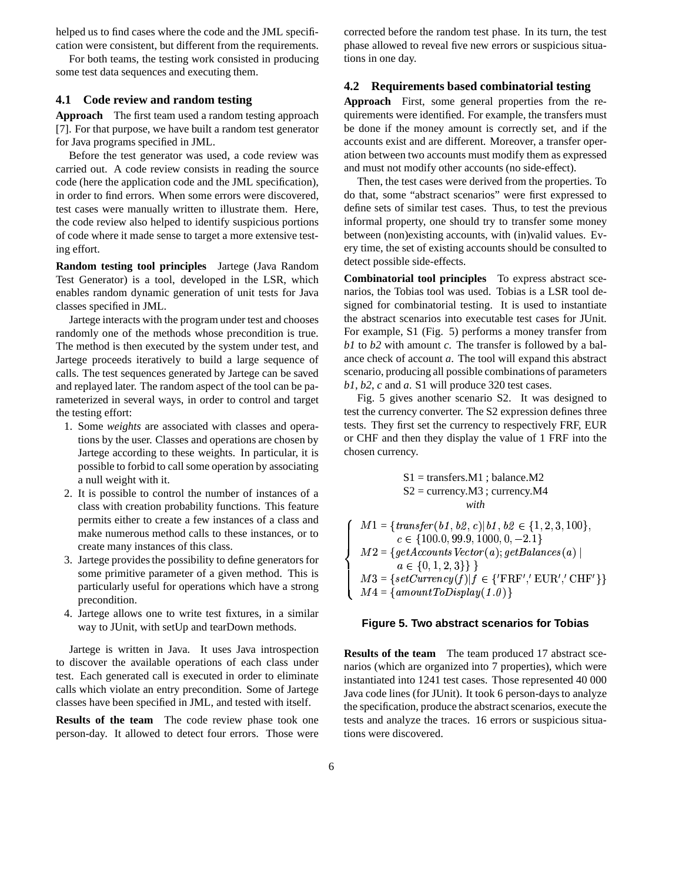helped us to find cases where the code and the JML specification were consistent, but different from the requirements.

For both teams, the testing work consisted in producing some test data sequences and executing them.

### 4.1 Code review and random testing

**Approach** The first team used a random testing approach [7]. For that purpose, we have built a random test generator for Java programs specified in JML.

Before the test generator was used, a code review was carried out. A code review consists in reading the source code (here the application code and the JML specification), in order to find errors. When some errors were discovered, test cases were manually written to illustrate them. Here, the code review also helped to identify suspicious portions of code where it made sense to target a more extensive testing effort.

**Random testing tool principles** Jartege (Java Random Test Generator) is a tool, developed in the LSR, which enables random dynamic generation of unit tests for Java classes specified in JML.

Jartege interacts with the program under test and chooses randomly one of the methods whose precondition is true. The method is then executed by the system under test, and Jartege proceeds iteratively to build a large sequence of calls. The test sequences generated by Jartege can be saved and replayed later. The random aspect of the tool can be parameterized in several ways, in order to control and target the testing effort:

1. Some *weights* are associated with classes and operations by the user. Classes and operations are chosen by Jartege according to these weights. In particular, it is possible to forbid to call some operation by associating a null weight with it.
2. It is possible to control the number of instances of a class with creation probability functions. This feature permits either to create a few instances of a class and make numerous method calls to these instances, or to create many instances of this class.
3. Jartege provides the possibility to define generators for some primitive parameter of a given method. This is particularly useful for operations which have a strong precondition.
4. Jartege allows one to write test fixtures, in a similar way to JUnit, with setUp and tearDown methods.

Jartege is written in Java. It uses Java introspection to discover the available operations of each class under test. Each generated call is executed in order to eliminate calls which violate an entry precondition. Some of Jartege classes have been specified in JML, and tested with itself.

**Results of the team** The code review phase took one person-day. It allowed to detect four errors. Those were corrected before the random test phase. In its turn, the test phase allowed to reveal five new errors or suspicious situations in one day.

### 4.2 Requirements based combinatorial testing

**Approach** First, some general properties from the requirements were identified. For example, the transfers must be done if the money amount is correctly set, and if the accounts exist and are different. Moreover, a transfer operation between two accounts must modify them as expressed and must not modify other accounts (no side-effect).

Then, the test cases were derived from the properties. To do that, some "abstract scenarios" were first expressed to define sets of similar test cases. Thus, to test the previous informal property, one should try to transfer some money between (non)existing accounts, with (in)valid values. Every time, the set of existing accounts should be consulted to detect possible side-effects.

**Combinatorial tool principles** To express abstract scenarios, the Tobias tool was used. Tobias is a LSR tool designed for combinatorial testing. It is used to instantiate the abstract scenarios into executable test cases for JUnit. For example, S1 (Fig. 5) performs a money transfer from *b1* to *b2* with amount *c*. The transfer is followed by a balance check of account *a*. The tool will expand this abstract scenario, producing all possible combinations of parameters *b1*, *b2*, *c* and *a*. S1 will produce 320 test cases.

Fig. 5 gives another scenario S2. It was designed to test the currency converter. The S2 expression defines three tests. They first set the currency to respectively FRF, EUR or CHF and then they display the value of 1 FRF into the chosen currency.

S1 = transfers.M1 ; balance.M2
S2 = currency.M3 ; currency.M4
*with*

$$\begin{cases} M1 = \{transfer(b1, b2, c) \mid b1, b2 \in \{1, 2, 3, 100\}, \\ \quad c \in \{100.0, 99.9, 1000, 0, -2.1\} \\ M2 = \{getAccountsVector(a); getBalances(a) \mid \\ \quad a \in \{0, 1, 2, 3\}\}\ \} \\ M3 = \{setCurrency(f) \mid f \in \{'\mathrm{FRF}','\mathrm{EUR}','\mathrm{CHF}'\}\} \\ M4 = \{amountToDisplay(1.0)\} \end{cases}$$

**Figure 5. Two abstract scenarios for Tobias**

**Results of the team** The team produced 17 abstract scenarios (which are organized into 7 properties), which were instantiated into 1241 test cases. Those represented 40 000 Java code lines (for JUnit). It took 6 person-days to analyze the specification, produce the abstract scenarios, execute the tests and analyze the traces. 16 errors or suspicious situations were discovered.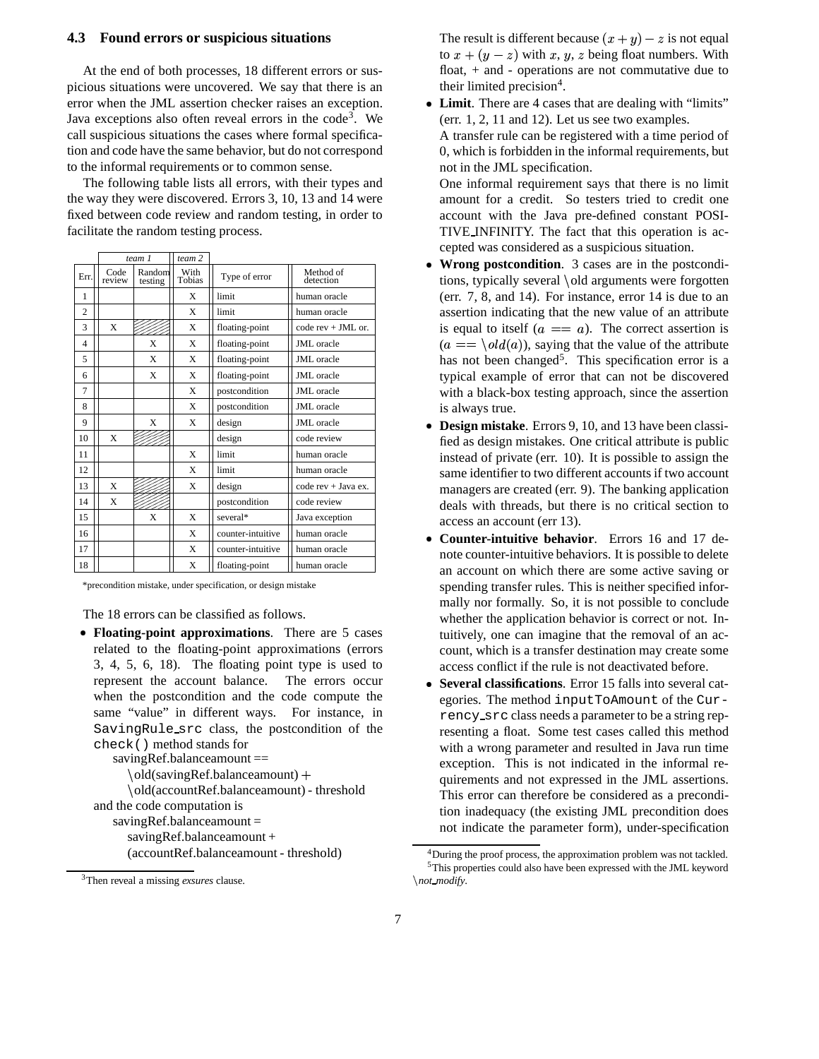### 4.3 Found errors or suspicious situations

At the end of both processes, 18 different errors or suspicious situations were uncovered. We say that there is an error when the JML assertion checker raises an exception. Java exceptions also often reveal errors in the code[3]. We call suspicious situations the cases where formal specification and code have the same behavior, but do not correspond to the informal requirements or to common sense.

The following table lists all errors, with their types and the way they were discovered. Errors 3, 10, 13 and 14 were fixed between code review and random testing, in order to facilitate the random testing process.

| | *team 1* | | *team 2* | | |
|---|---|---|---|---|---|
| Err. | Code review | Random testing | With Tobias | Type of error | Method of detection |
| 1 | | | X | limit | human oracle |
| 2 | | | X | limit | human oracle |
| 3 | X | ////// | X | floating-point | code rev + JML or. |
| 4 | | X | X | floating-point | JML oracle |
| 5 | | X | X | floating-point | JML oracle |
| 6 | | X | X | floating-point | JML oracle |
| 7 | | | X | postcondition | JML oracle |
| 8 | | | X | postcondition | JML oracle |
| 9 | | X | X | design | JML oracle |
| 10 | X | ////// | | design | code review |
| 11 | | | X | limit | human oracle |
| 12 | | | X | limit | human oracle |
| 13 | X | ////// | X | design | code rev + Java ex. |
| 14 | X | ////// | | postcondition | code review |
| 15 | | X | X | several* | Java exception |
| 16 | | | X | counter-intuitive | human oracle |
| 17 | | | X | counter-intuitive | human oracle |
| 18 | | | X | floating-point | human oracle |

*precondition mistake, under specification, or design mistake

The 18 errors can be classified as follows.

- **Floating-point approximations**. There are 5 cases related to the floating-point approximations (errors 3, 4, 5, 6, 18). The floating point type is used to represent the account balance. The errors occur when the postcondition and the code compute the same "value" in different ways. For instance, in `SavingRule_src` class, the postcondition of the `check()` method stands for
  savingRef.balanceamount ==
  \old(savingRef.balanceamount) +
  \old(accountRef.balanceamount) - threshold
  and the code computation is
  savingRef.balanceamount =
  savingRef.balanceamount +
  (accountRef.balanceamount - threshold)

  The result is different because $(x + y) - z$ is not equal to $x + (y - z)$ with $x$, $y$, $z$ being float numbers. With float, + and - operations are not commutative due to their limited precision[4].
- **Limit**. There are 4 cases that are dealing with "limits" (err. 1, 2, 11 and 12). Let us see two examples.
  A transfer rule can be registered with a time period of 0, which is forbidden in the informal requirements, but not in the JML specification.
  One informal requirement says that there is no limit amount for a credit. So testers tried to credit one account with the Java pre-defined constant POSITIVE_INFINITY. The fact that this operation is accepted was considered as a suspicious situation.
- **Wrong postcondition**. 3 cases are in the postconditions, typically several \old arguments were forgotten (err. 7, 8, and 14). For instance, error 14 is due to an assertion indicating that the new value of an attribute is equal to itself ($a == a$). The correct assertion is ($a == \backslash old(a)$), saying that the value of the attribute has not been changed[5]. This specification error is a typical example of error that can not be discovered with a black-box testing approach, since the assertion is always true.
- **Design mistake**. Errors 9, 10, and 13 have been classified as design mistakes. One critical attribute is public instead of private (err. 10). It is possible to assign the same identifier to two different accounts if two account managers are created (err. 9). The banking application deals with threads, but there is no critical section to access an account (err 13).
- **Counter-intuitive behavior**. Errors 16 and 17 denote counter-intuitive behaviors. It is possible to delete an account on which there are some active saving or spending transfer rules. This is neither specified informally nor formally. So, it is not possible to conclude whether the application behavior is correct or not. Intuitively, one can imagine that the removal of an account, which is a transfer destination may create some access conflict if the rule is not deactivated before.
- **Several classifications**. Error 15 falls into several categories. The method `inputToAmount` of the `Currency_src` class needs a parameter to be a string representing a float. Some test cases called this method with a wrong parameter and resulted in Java run time exception. This is not indicated in the informal requirements and not expressed in the JML assertions. This error can therefore be considered as a precondition inadequacy (the existing JML precondition does not indicate the parameter form), under-specification

[3] Then reveal a missing *exsures* clause.

[4] During the proof process, the approximation problem was not tackled.

[5] This properties could also have been expressed with the JML keyword \*not_modify*.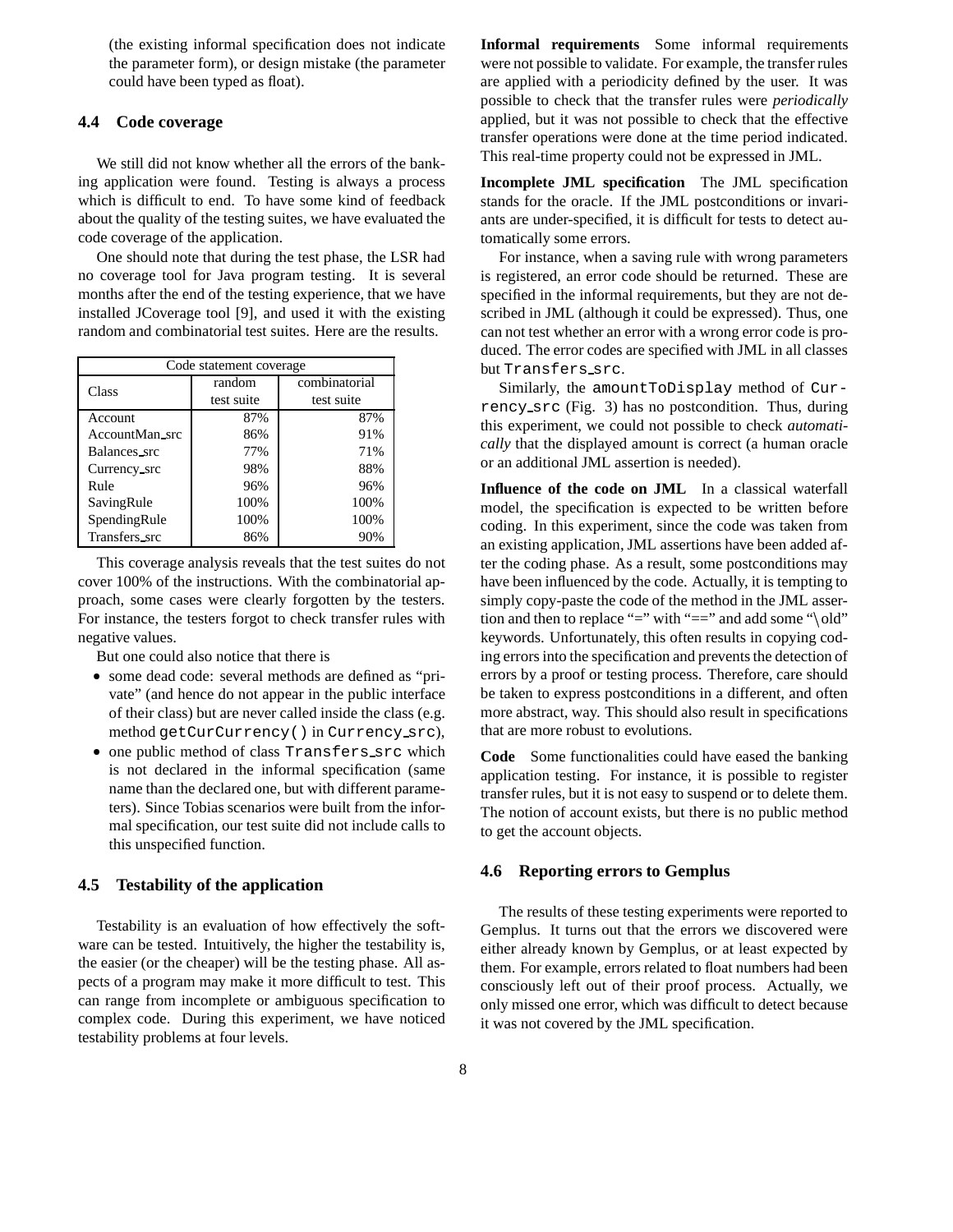(the existing informal specification does not indicate the parameter form), or design mistake (the parameter could have been typed as float).

### 4.4 Code coverage

We still did not know whether all the errors of the banking application were found. Testing is always a process which is difficult to end. To have some kind of feedback about the quality of the testing suites, we have evaluated the code coverage of the application.

One should note that during the test phase, the LSR had no coverage tool for Java program testing. It is several months after the end of the testing experience, that we have installed JCoverage tool [9], and used it with the existing random and combinatorial test suites. Here are the results.

| Code statement coverage | | |
|---|---|---|
| Class | random test suite | combinatorial test suite |
| Account | 87% | 87% |
| AccountMan_src | 86% | 91% |
| Balances_src | 77% | 71% |
| Currency_src | 98% | 88% |
| Rule | 96% | 96% |
| SavingRule | 100% | 100% |
| SpendingRule | 100% | 100% |
| Transfers_src | 86% | 90% |

This coverage analysis reveals that the test suites do not cover 100% of the instructions. With the combinatorial approach, some cases were clearly forgotten by the testers. For instance, the testers forgot to check transfer rules with negative values.

But one could also notice that there is

- some dead code: several methods are defined as "private" (and hence do not appear in the public interface of their class) but are never called inside the class (e.g. method `getCurCurrency()` in `Currency_src`),
- one public method of class `Transfers_src` which is not declared in the informal specification (same name than the declared one, but with different parameters). Since Tobias scenarios were built from the informal specification, our test suite did not include calls to this unspecified function.

### 4.5 Testability of the application

Testability is an evaluation of how effectively the software can be tested. Intuitively, the higher the testability is, the easier (or the cheaper) will be the testing phase. All aspects of a program may make it more difficult to test. This can range from incomplete or ambiguous specification to complex code. During this experiment, we have noticed testability problems at four levels.

**Informal requirements** Some informal requirements were not possible to validate. For example, the transfer rules are applied with a periodicity defined by the user. It was possible to check that the transfer rules were *periodically* applied, but it was not possible to check that the effective transfer operations were done at the time period indicated. This real-time property could not be expressed in JML.

**Incomplete JML specification** The JML specification stands for the oracle. If the JML postconditions or invariants are under-specified, it is difficult for tests to detect automatically some errors.

For instance, when a saving rule with wrong parameters is registered, an error code should be returned. These are specified in the informal requirements, but they are not described in JML (although it could be expressed). Thus, one can not test whether an error with a wrong error code is produced. The error codes are specified with JML in all classes but `Transfers_src`.

Similarly, the `amountToDisplay` method of `Currency_src` (Fig. 3) has no postcondition. Thus, during this experiment, we could not possible to check *automatically* that the displayed amount is correct (a human oracle or an additional JML assertion is needed).

**Influence of the code on JML** In a classical waterfall model, the specification is expected to be written before coding. In this experiment, since the code was taken from an existing application, JML assertions have been added after the coding phase. As a result, some postconditions may have been influenced by the code. Actually, it is tempting to simply copy-paste the code of the method in the JML assertion and then to replace "=" with "==" and add some "\old" keywords. Unfortunately, this often results in copying coding errors into the specification and prevents the detection of errors by a proof or testing process. Therefore, care should be taken to express postconditions in a different, and often more abstract, way. This should also result in specifications that are more robust to evolutions.

**Code** Some functionalities could have eased the banking application testing. For instance, it is possible to register transfer rules, but it is not easy to suspend or to delete them. The notion of account exists, but there is no public method to get the account objects.

### 4.6 Reporting errors to Gemplus

The results of these testing experiments were reported to Gemplus. It turns out that the errors we discovered were either already known by Gemplus, or at least expected by them. For example, errors related to float numbers had been consciously left out of their proof process. Actually, we only missed one error, which was difficult to detect because it was not covered by the JML specification.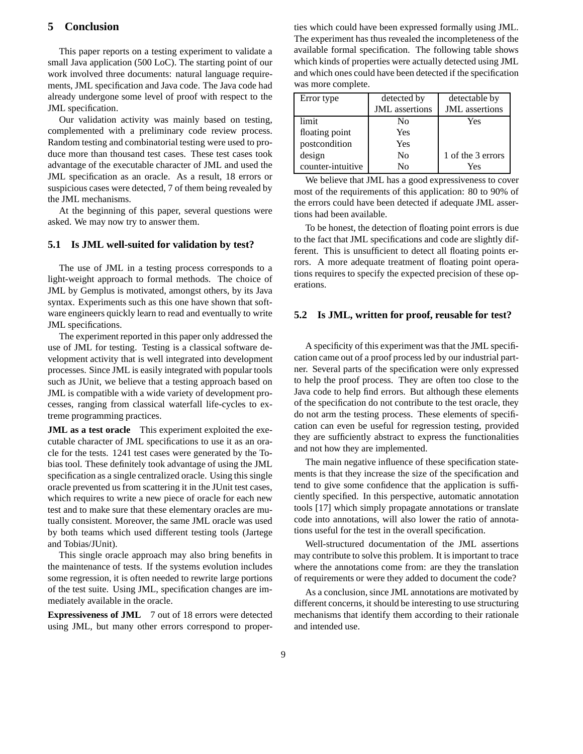## 5 Conclusion

This paper reports on a testing experiment to validate a small Java application (500 LoC). The starting point of our work involved three documents: natural language requirements, JML specification and Java code. The Java code had already undergone some level of proof with respect to the JML specification.

Our validation activity was mainly based on testing, complemented with a preliminary code review process. Random testing and combinatorial testing were used to produce more than thousand test cases. These test cases took advantage of the executable character of JML and used the JML specification as an oracle. As a result, 18 errors or suspicious cases were detected, 7 of them being revealed by the JML mechanisms.

At the beginning of this paper, several questions were asked. We may now try to answer them.

### 5.1 Is JML well-suited for validation by test?

The use of JML in a testing process corresponds to a light-weight approach to formal methods. The choice of JML by Gemplus is motivated, amongst others, by its Java syntax. Experiments such as this one have shown that software engineers quickly learn to read and eventually to write JML specifications.

The experiment reported in this paper only addressed the use of JML for testing. Testing is a classical software development activity that is well integrated into development processes. Since JML is easily integrated with popular tools such as JUnit, we believe that a testing approach based on JML is compatible with a wide variety of development processes, ranging from classical waterfall life-cycles to extreme programming practices.

**JML as a test oracle** This experiment exploited the executable character of JML specifications to use it as an oracle for the tests. 1241 test cases were generated by the Tobias tool. These definitely took advantage of using the JML specification as a single centralized oracle. Using this single oracle prevented us from scattering it in the JUnit test cases, which requires to write a new piece of oracle for each new test and to make sure that these elementary oracles are mutually consistent. Moreover, the same JML oracle was used by both teams which used different testing tools (Jartege and Tobias/JUnit).

This single oracle approach may also bring benefits in the maintenance of tests. If the systems evolution includes some regression, it is often needed to rewrite large portions of the test suite. Using JML, specification changes are immediately available in the oracle.

**Expressiveness of JML** 7 out of 18 errors were detected using JML, but many other errors correspond to properties which could have been expressed formally using JML. The experiment has thus revealed the incompleteness of the available formal specification. The following table shows which kinds of properties were actually detected using JML and which ones could have been detected if the specification was more complete.

| Error type | detected by JML assertions | detectable by JML assertions |
|---|---|---|
| limit | No | Yes |
| floating point | Yes | |
| postcondition | Yes | |
| design | No | 1 of the 3 errors |
| counter-intuitive | No | Yes |

We believe that JML has a good expressiveness to cover most of the requirements of this application: 80 to 90% of the errors could have been detected if adequate JML assertions had been available.

To be honest, the detection of floating point errors is due to the fact that JML specifications and code are slightly different. This is unsufficient to detect all floating points errors. A more adequate treatment of floating point operations requires to specify the expected precision of these operations.

### 5.2 Is JML, written for proof, reusable for test?

A specificity of this experiment was that the JML specification came out of a proof process led by our industrial partner. Several parts of the specification were only expressed to help the proof process. They are often too close to the Java code to help find errors. But although these elements of the specification do not contribute to the test oracle, they do not arm the testing process. These elements of specification can even be useful for regression testing, provided they are sufficiently abstract to express the functionalities and not how they are implemented.

The main negative influence of these specification statements is that they increase the size of the specification and tend to give some confidence that the application is sufficiently specified. In this perspective, automatic annotation tools [17] which simply propagate annotations or translate code into annotations, will also lower the ratio of annotations useful for the test in the overall specification.

Well-structured documentation of the JML assertions may contribute to solve this problem. It is important to trace where the annotations come from: are they the translation of requirements or were they added to document the code?

As a conclusion, since JML annotations are motivated by different concerns, it should be interesting to use structuring mechanisms that identify them according to their rationale and intended use.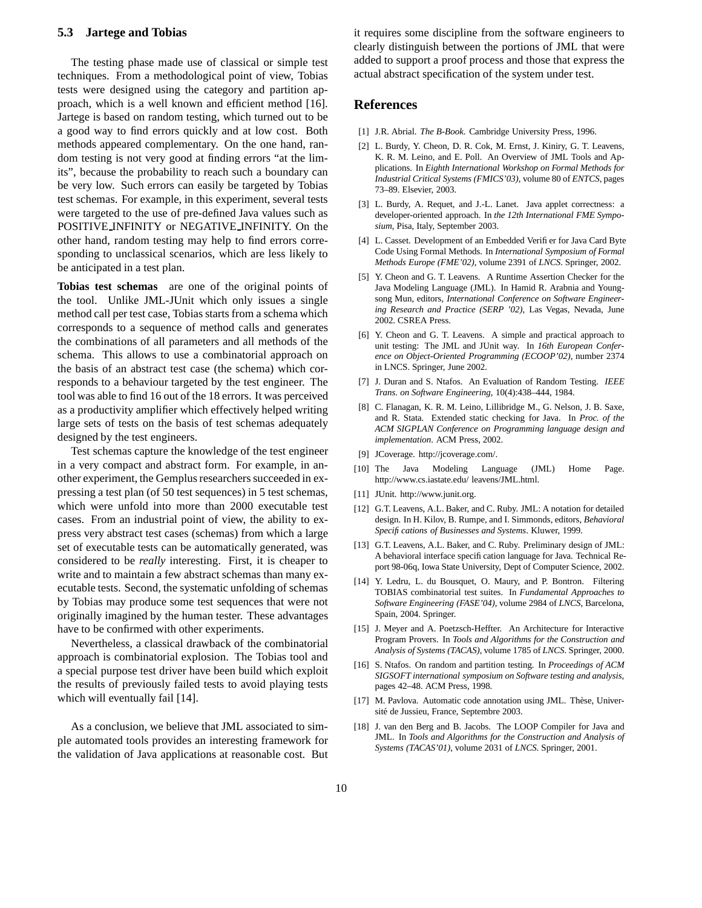### 5.3 Jartege and Tobias

The testing phase made use of classical or simple test techniques. From a methodological point of view, Tobias tests were designed using the category and partition approach, which is a well known and efficient method [16]. Jartege is based on random testing, which turned out to be a good way to find errors quickly and at low cost. Both methods appeared complementary. On the one hand, random testing is not very good at finding errors "at the limits", because the probability to reach such a boundary can be very low. Such errors can easily be targeted by Tobias test schemas. For example, in this experiment, several tests were targeted to the use of pre-defined Java values such as POSITIVE_INFINITY or NEGATIVE_INFINITY. On the other hand, random testing may help to find errors corresponding to unclassical scenarios, which are less likely to be anticipated in a test plan.

**Tobias test schemas** are one of the original points of the tool. Unlike JML-JUnit which only issues a single method call per test case, Tobias starts from a schema which corresponds to a sequence of method calls and generates the combinations of all parameters and all methods of the schema. This allows to use a combinatorial approach on the basis of an abstract test case (the schema) which corresponds to a behaviour targeted by the test engineer. The tool was able to find 16 out of the 18 errors. It was perceived as a productivity amplifier which effectively helped writing large sets of tests on the basis of test schemas adequately designed by the test engineers.

Test schemas capture the knowledge of the test engineer in a very compact and abstract form. For example, in another experiment, the Gemplus researchers succeeded in expressing a test plan (of 50 test sequences) in 5 test schemas, which were unfold into more than 2000 executable test cases. From an industrial point of view, the ability to express very abstract test cases (schemas) from which a large set of executable tests can be automatically generated, was considered to be *really* interesting. First, it is cheaper to write and to maintain a few abstract schemas than many executable tests. Second, the systematic unfolding of schemas by Tobias may produce some test sequences that were not originally imagined by the human tester. These advantages have to be confirmed with other experiments.

Nevertheless, a classical drawback of the combinatorial approach is combinatorial explosion. The Tobias tool and a special purpose test driver have been build which exploit the results of previously failed tests to avoid playing tests which will eventually fail [14].

As a conclusion, we believe that JML associated to simple automated tools provides an interesting framework for the validation of Java applications at reasonable cost. But it requires some discipline from the software engineers to clearly distinguish between the portions of JML that were added to support a proof process and those that express the actual abstract specification of the system under test.

## References

[1] J.R. Abrial. *The B-Book.* Cambridge University Press, 1996.

[2] L. Burdy, Y. Cheon, D. R. Cok, M. Ernst, J. Kiniry, G. T. Leavens, K. R. M. Leino, and E. Poll. An Overview of JML Tools and Applications. In *Eighth International Workshop on Formal Methods for Industrial Critical Systems (FMICS'03)*, volume 80 of *ENTCS*, pages 73–89. Elsevier, 2003.

[3] L. Burdy, A. Requet, and J.-L. Lanet. Java applet correctness: a developer-oriented approach. In *the 12th International FME Symposium*, Pisa, Italy, September 2003.

[4] L. Casset. Development of an Embedded Verifier for Java Card Byte Code Using Formal Methods. In *International Symposium of Formal Methods Europe (FME'02)*, volume 2391 of *LNCS*. Springer, 2002.

[5] Y. Cheon and G. T. Leavens. A Runtime Assertion Checker for the Java Modeling Language (JML). In Hamid R. Arabnia and Youngsong Mun, editors, *International Conference on Software Engineering Research and Practice (SERP '02)*, Las Vegas, Nevada, June 2002. CSREA Press.

[6] Y. Cheon and G. T. Leavens. A simple and practical approach to unit testing: The JML and JUnit way. In *16th European Conference on Object-Oriented Programming (ECOOP'02)*, number 2374 in LNCS. Springer, June 2002.

[7] J. Duran and S. Ntafos. An Evaluation of Random Testing. *IEEE Trans. on Software Engineering*, 10(4):438–444, 1984.

[8] C. Flanagan, K. R. M. Leino, Lillibridge M., G. Nelson, J. B. Saxe, and R. Stata. Extended static checking for Java. In *Proc. of the ACM SIGPLAN Conference on Programming language design and implementation*. ACM Press, 2002.

[9] JCoverage. http://jcoverage.com/.

[10] The Java Modeling Language (JML) Home Page. http://www.cs.iastate.edu/ leavens/JML.html.

[11] JUnit. http://www.junit.org.

[12] G.T. Leavens, A.L. Baker, and C. Ruby. JML: A notation for detailed design. In H. Kilov, B. Rumpe, and I. Simmonds, editors, *Behavioral Specifications of Businesses and Systems*. Kluwer, 1999.

[13] G.T. Leavens, A.L. Baker, and C. Ruby. Preliminary design of JML: A behavioral interface specification language for Java. Technical Report 98-06q, Iowa State University, Dept of Computer Science, 2002.

[14] Y. Ledru, L. du Bousquet, O. Maury, and P. Bontron. Filtering TOBIAS combinatorial test suites. In *Fundamental Approaches to Software Engineering (FASE'04)*, volume 2984 of *LNCS*, Barcelona, Spain, 2004. Springer.

[15] J. Meyer and A. Poetzsch-Heffter. An Architecture for Interactive Program Provers. In *Tools and Algorithms for the Construction and Analysis of Systems (TACAS)*, volume 1785 of *LNCS*. Springer, 2000.

[16] S. Ntafos. On random and partition testing. In *Proceedings of ACM SIGSOFT international symposium on Software testing and analysis*, pages 42–48. ACM Press, 1998.

[17] M. Pavlova. Automatic code annotation using JML. Thèse, Université de Jussieu, France, Septembre 2003.

[18] J. van den Berg and B. Jacobs. The LOOP Compiler for Java and JML. In *Tools and Algorithms for the Construction and Analysis of Systems (TACAS'01)*, volume 2031 of *LNCS*. Springer, 2001.